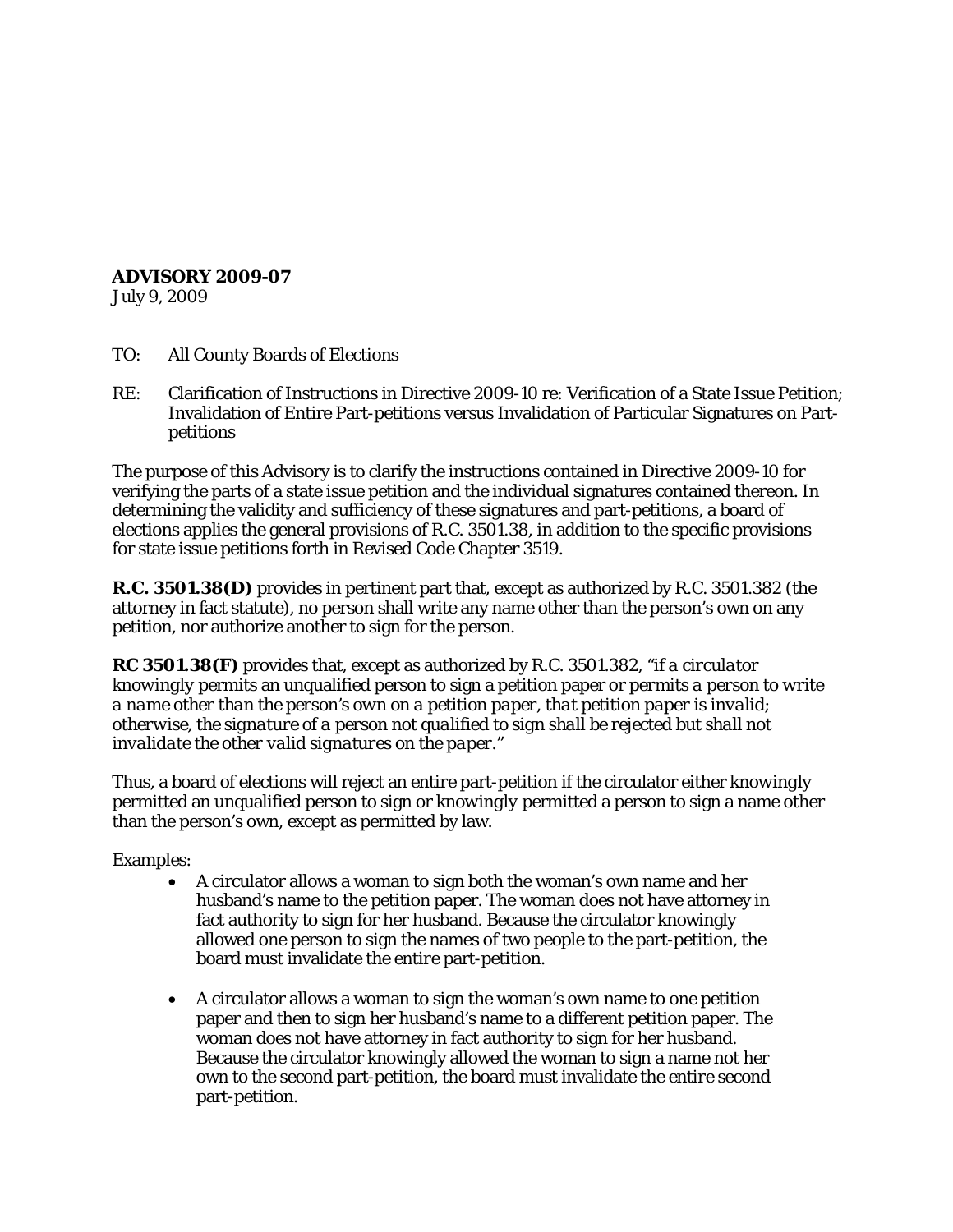**ADVISORY 2009-07**
July 9, 2009

TO: All County Boards of Elections

RE: Clarification of Instructions in Directive 2009-10 re: Verification of a State Issue Petition; Invalidation of Entire Part-petitions versus Invalidation of Particular Signatures on Part-petitions

The purpose of this Advisory is to clarify the instructions contained in Directive 2009-10 for verifying the parts of a state issue petition and the individual signatures contained thereon. In determining the validity and sufficiency of these signatures and part-petitions, a board of elections applies the general provisions of R.C. 3501.38, in addition to the specific provisions for state issue petitions forth in Revised Code Chapter 3519.

**R.C. 3501.38(D)** provides in pertinent part that, except as authorized by R.C. 3501.382 (the attorney in fact statute), no person shall write any name other than the person's own on any petition, nor authorize another to sign for the person.

**RC 3501.38(F)** provides that, except as authorized by R.C. 3501.382, "*if a circulator knowingly permits an unqualified person to sign a petition paper or permits a person to write a name other than the person's own on a petition paper, that petition paper is invalid; otherwise, the signature of a person not qualified to sign shall be rejected but shall not invalidate the other valid signatures on the paper.*"

Thus, a board of elections will reject an *entire* part-petition if the circulator either knowingly permitted an unqualified person to sign or knowingly permitted a person to sign a name other than the person's own, except as permitted by law.

Examples:

- A circulator allows a woman to sign both the woman's own name and her husband's name to the petition paper. The woman does not have attorney in fact authority to sign for her husband. Because the circulator knowingly allowed one person to sign the names of two people to the part-petition, the board must invalidate the *entire* part-petition.

- A circulator allows a woman to sign the woman's own name to one petition paper and then to sign her husband's name to a different petition paper. The woman does not have attorney in fact authority to sign for her husband. Because the circulator knowingly allowed the woman to sign a name not her own to the second part-petition, the board must invalidate the *entire* second part-petition.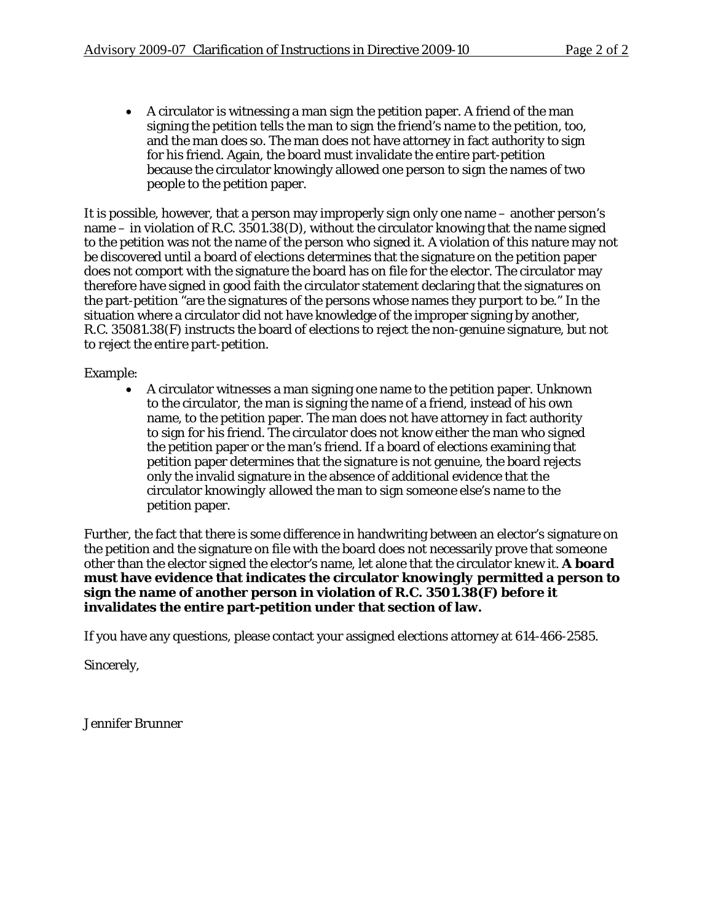- A circulator is witnessing a man sign the petition paper. A friend of the man signing the petition tells the man to sign the friend's name to the petition, too, and the man does so. The man does not have attorney in fact authority to sign for his friend. Again, the board must invalidate the entire part-petition because the circulator knowingly allowed one person to sign the names of two people to the petition paper.

It is possible, however, that a person may improperly sign only one name – another person's name – in violation of R.C. 3501.38(D), without the circulator knowing that the name signed to the petition was not the name of the person who signed it. A violation of this nature may not be discovered until a board of elections determines that the signature on the petition paper does not comport with the signature the board has on file for the elector. The circulator may therefore have signed in good faith the circulator statement declaring that the signatures on the part-petition "are the signatures of the persons whose names they purport to be." In the situation where a circulator did not have knowledge of the improper signing by another, R.C. 35081.38(F) instructs the board of elections to reject the non-genuine signature, but *not to reject the entire part-petition*.

Example:

- A circulator witnesses a man signing one name to the petition paper. Unknown to the circulator, the man is signing the name of a friend, instead of his own name, to the petition paper. The man does not have attorney in fact authority to sign for his friend. The circulator does not know either the man who signed the petition paper or the man's friend. If a board of elections examining that petition paper determines that the signature is not genuine, the board rejects only the invalid signature in the absence of additional evidence that the circulator knowingly allowed the man to sign someone else's name to the petition paper.

Further, the fact that there is some difference in handwriting between an elector's signature on the petition and the signature on file with the board does not necessarily prove that someone other than the elector signed the elector's name, let alone that the circulator knew it. **A board must have evidence that indicates the circulator *knowingly* permitted a person to sign the name of another person in violation of R.C. 3501.38(F) before it invalidates the entire part-petition under that section of law.**

If you have any questions, please contact your assigned elections attorney at 614-466-2585.

Sincerely,

Jennifer Brunner